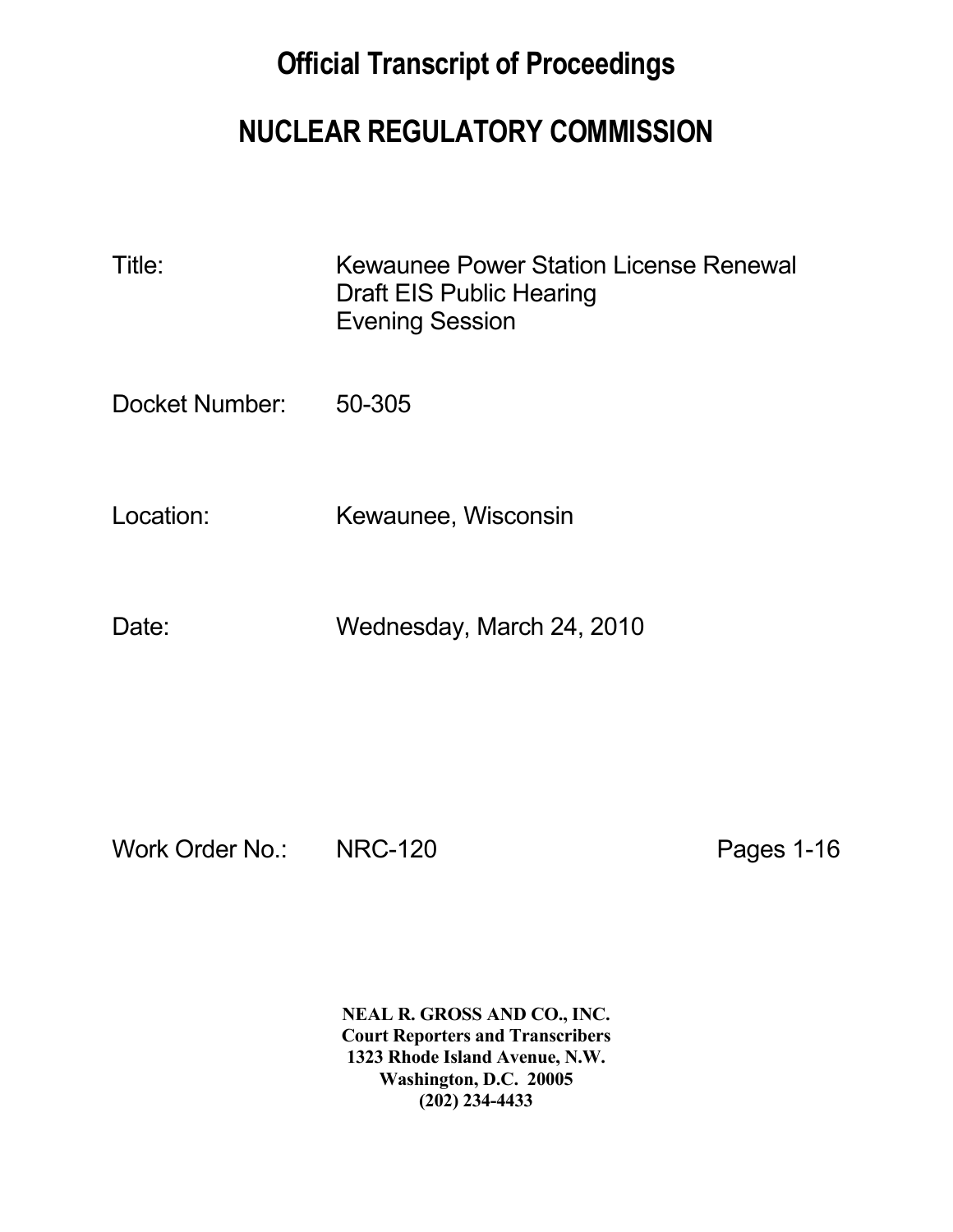# Official Transcript of Proceedings

# NUCLEAR REGULATORY COMMISSION

Title: Kewaunee Power Station License Renewal
Draft EIS Public Hearing
Evening Session

Docket Number: 50-305

Location: Kewaunee, Wisconsin

Date: Wednesday, March 24, 2010

Work Order No.: NRC-120 Pages 1-16

**NEAL R. GROSS AND CO., INC.**
**Court Reporters and Transcribers**
**1323 Rhode Island Avenue, N.W.**
**Washington, D.C. 20005**
**(202) 234-4433**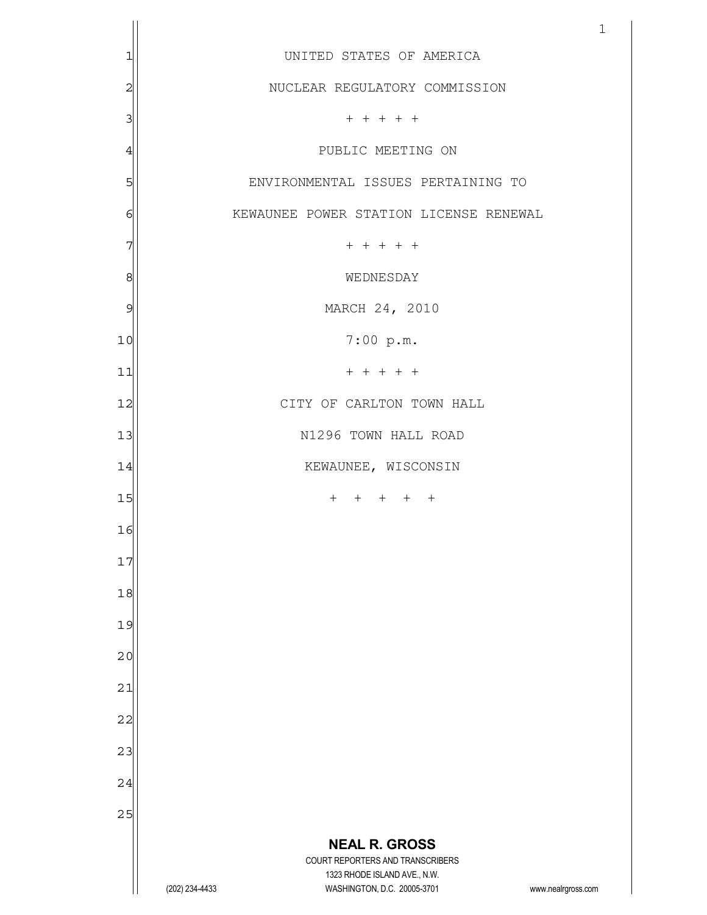UNITED STATES OF AMERICA

NUCLEAR REGULATORY COMMISSION

+ + + + +

PUBLIC MEETING ON

ENVIRONMENTAL ISSUES PERTAINING TO

KEWAUNEE POWER STATION LICENSE RENEWAL

+ + + + +

WEDNESDAY

MARCH 24, 2010

7:00 p.m.

+ + + + +

CITY OF CARLTON TOWN HALL

N1296 TOWN HALL ROAD

KEWAUNEE, WISCONSIN

+ + + + +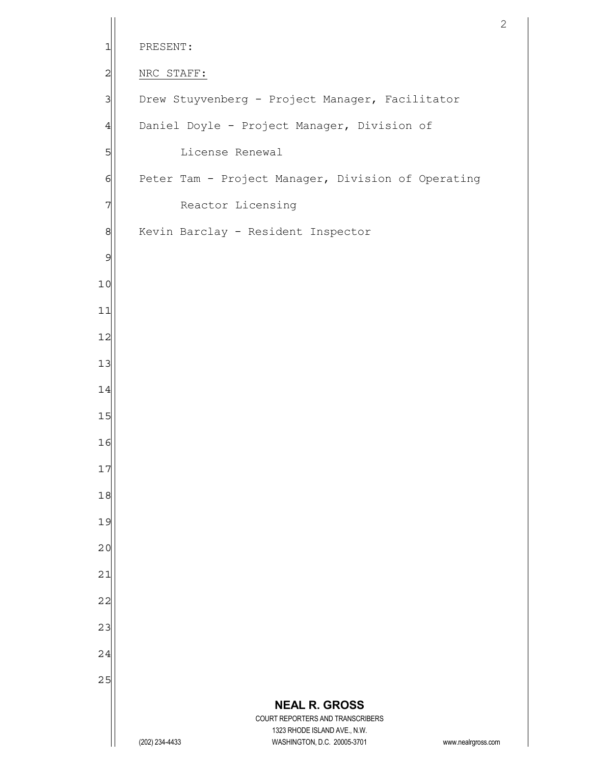PRESENT:

NRC STAFF:

Drew Stuyvenberg - Project Manager, Facilitator

Daniel Doyle - Project Manager, Division of License Renewal

Peter Tam - Project Manager, Division of Operating Reactor Licensing

Kevin Barclay - Resident Inspector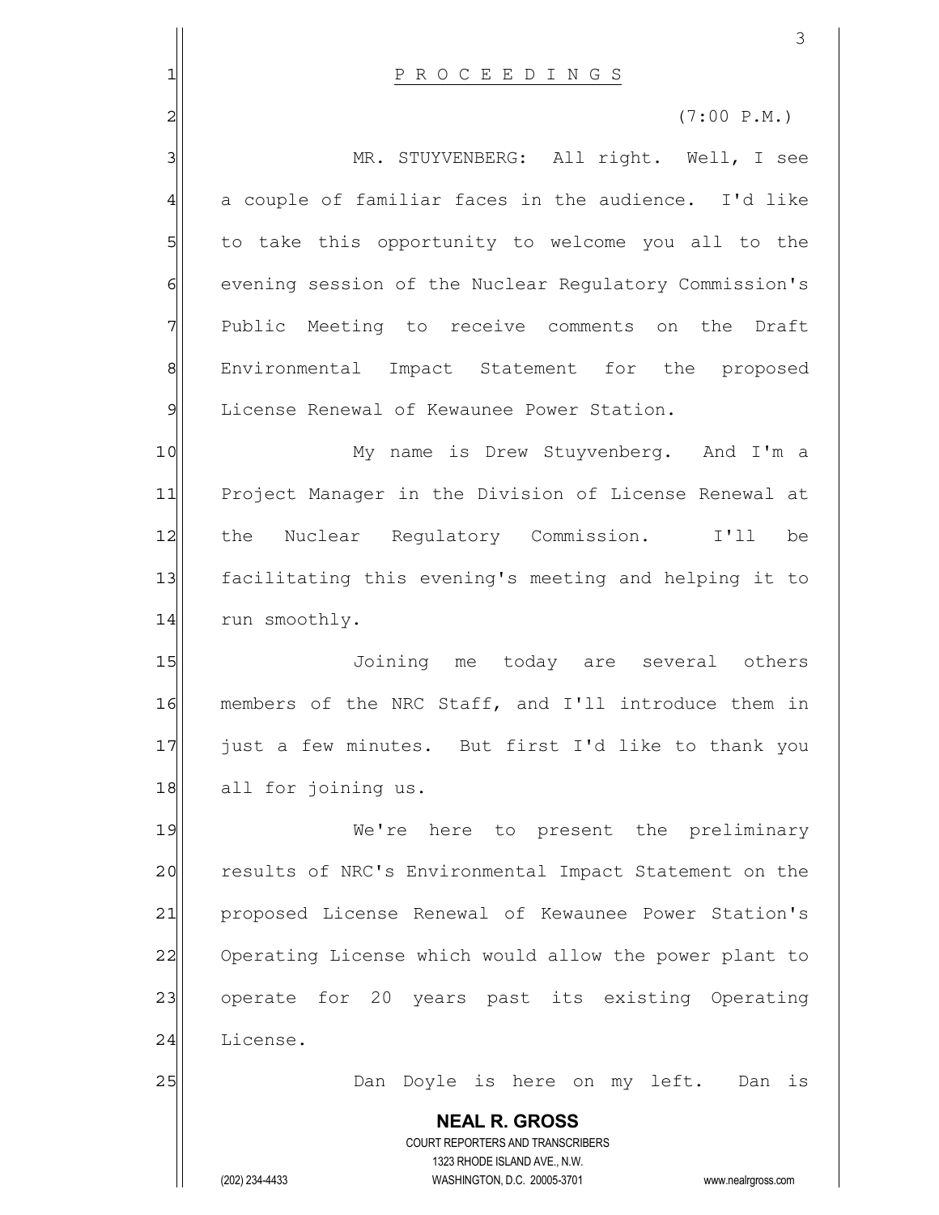P R O C E E D I N G S

(7:00 P.M.)

MR. STUYVENBERG: All right. Well, I see a couple of familiar faces in the audience. I'd like to take this opportunity to welcome you all to the evening session of the Nuclear Regulatory Commission's Public Meeting to receive comments on the Draft Environmental Impact Statement for the proposed License Renewal of Kewaunee Power Station.

My name is Drew Stuyvenberg. And I'm a Project Manager in the Division of License Renewal at the Nuclear Regulatory Commission. I'll be facilitating this evening's meeting and helping it to run smoothly.

Joining me today are several others members of the NRC Staff, and I'll introduce them in just a few minutes. But first I'd like to thank you all for joining us.

We're here to present the preliminary results of NRC's Environmental Impact Statement on the proposed License Renewal of Kewaunee Power Station's Operating License which would allow the power plant to operate for 20 years past its existing Operating License.

Dan Doyle is here on my left. Dan is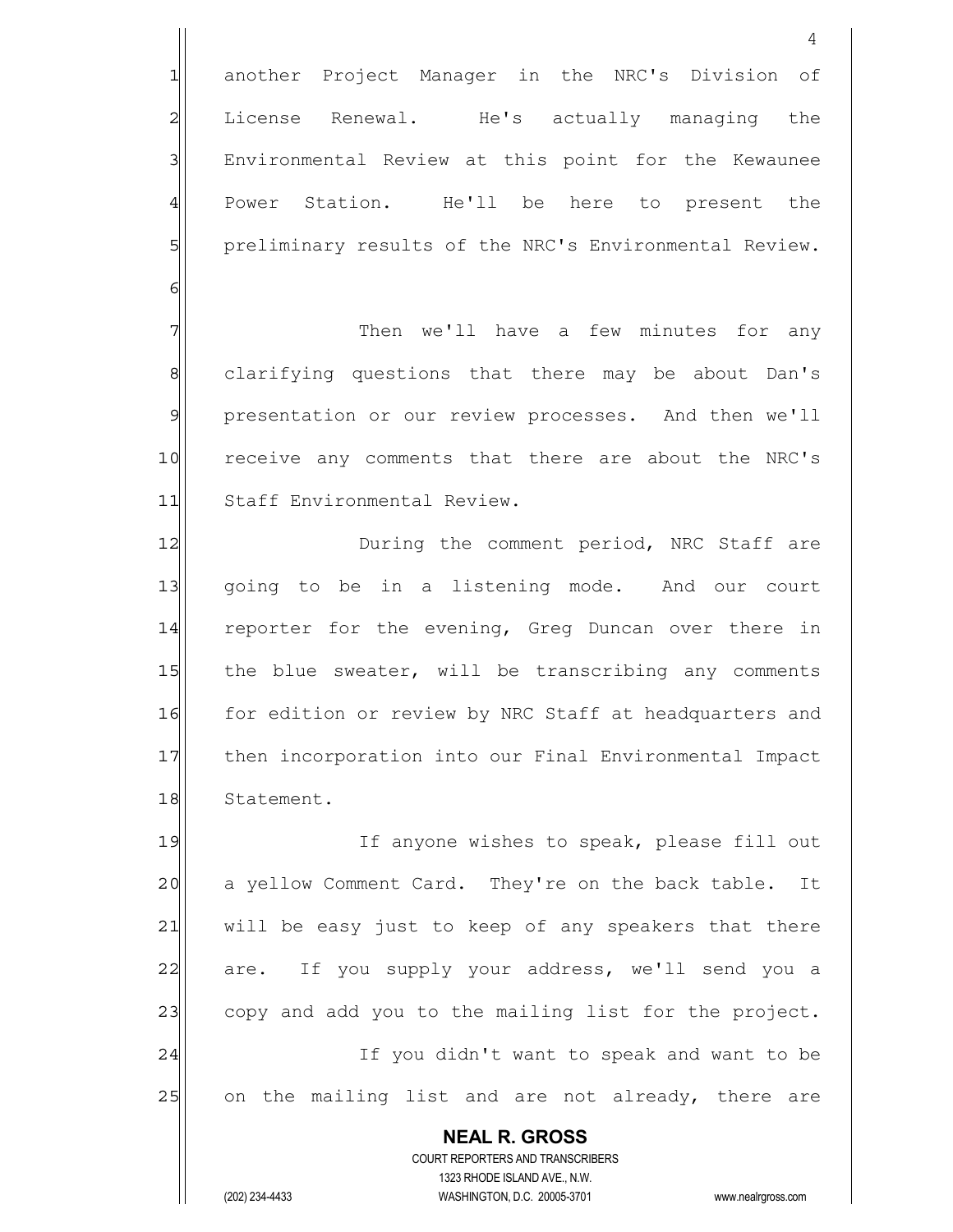another Project Manager in the NRC's Division of License Renewal. He's actually managing the Environmental Review at this point for the Kewaunee Power Station. He'll be here to present the preliminary results of the NRC's Environmental Review.

Then we'll have a few minutes for any clarifying questions that there may be about Dan's presentation or our review processes. And then we'll receive any comments that there are about the NRC's Staff Environmental Review.

During the comment period, NRC Staff are going to be in a listening mode. And our court reporter for the evening, Greg Duncan over there in the blue sweater, will be transcribing any comments for edition or review by NRC Staff at headquarters and then incorporation into our Final Environmental Impact Statement.

If anyone wishes to speak, please fill out a yellow Comment Card. They're on the back table. It will be easy just to keep of any speakers that there are. If you supply your address, we'll send you a copy and add you to the mailing list for the project.

If you didn't want to speak and want to be on the mailing list and are not already, there are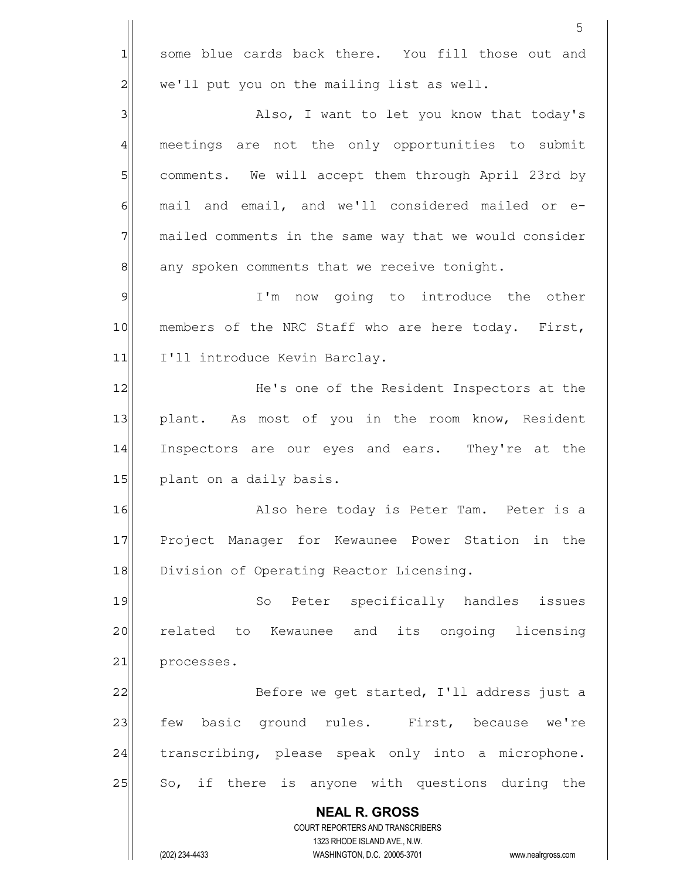some blue cards back there. You fill those out and we'll put you on the mailing list as well.

Also, I want to let you know that today's meetings are not the only opportunities to submit comments. We will accept them through April 23rd by mail and email, and we'll considered mailed or e-mailed comments in the same way that we would consider any spoken comments that we receive tonight.

I'm now going to introduce the other members of the NRC Staff who are here today. First, I'll introduce Kevin Barclay.

He's one of the Resident Inspectors at the plant. As most of you in the room know, Resident Inspectors are our eyes and ears. They're at the plant on a daily basis.

Also here today is Peter Tam. Peter is a Project Manager for Kewaunee Power Station in the Division of Operating Reactor Licensing.

So Peter specifically handles issues related to Kewaunee and its ongoing licensing processes.

Before we get started, I'll address just a few basic ground rules. First, because we're transcribing, please speak only into a microphone. So, if there is anyone with questions during the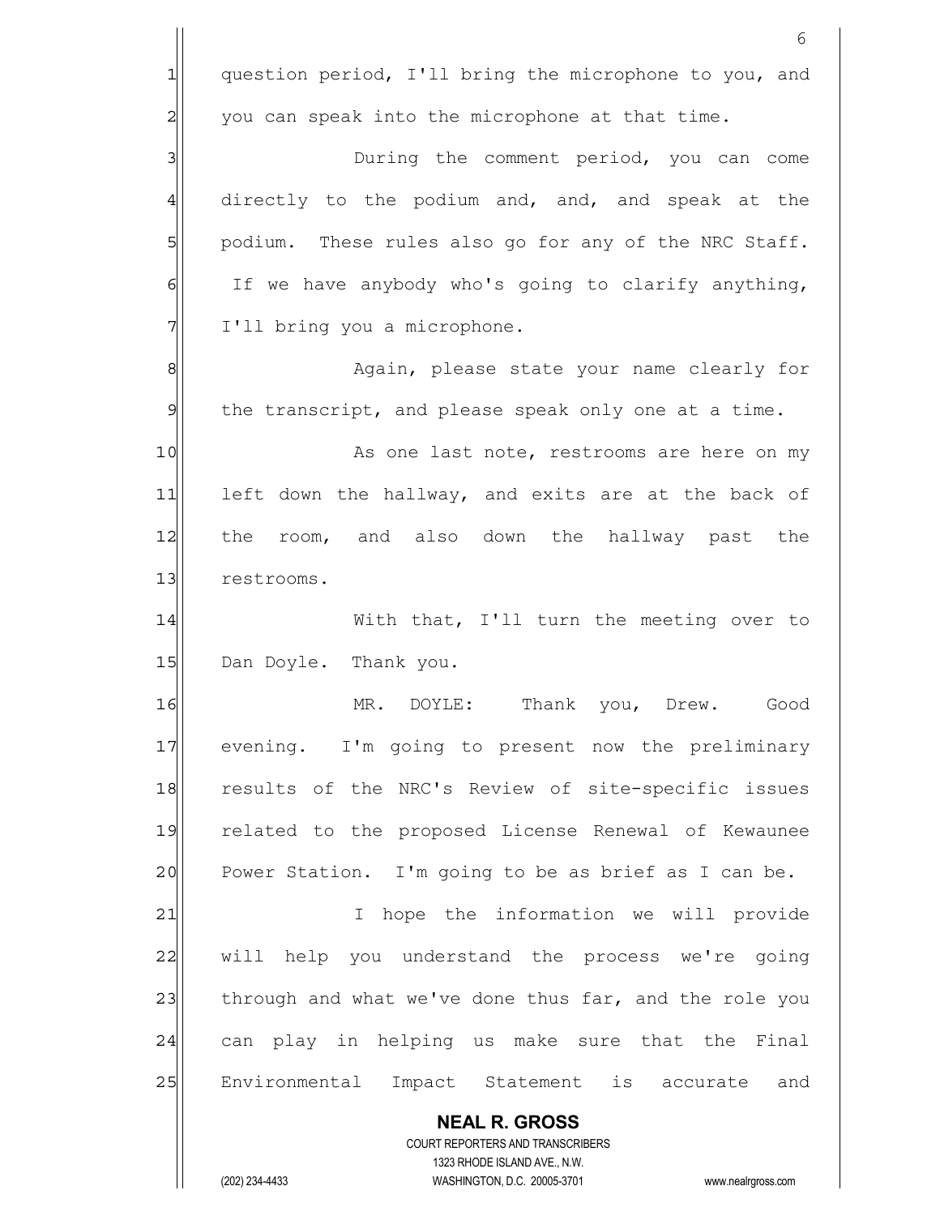question period, I'll bring the microphone to you, and you can speak into the microphone at that time.

During the comment period, you can come directly to the podium and, and, and speak at the podium. These rules also go for any of the NRC Staff. If we have anybody who's going to clarify anything, I'll bring you a microphone.

Again, please state your name clearly for the transcript, and please speak only one at a time.

As one last note, restrooms are here on my left down the hallway, and exits are at the back of the room, and also down the hallway past the restrooms.

With that, I'll turn the meeting over to Dan Doyle. Thank you.

MR. DOYLE: Thank you, Drew. Good evening. I'm going to present now the preliminary results of the NRC's Review of site-specific issues related to the proposed License Renewal of Kewaunee Power Station. I'm going to be as brief as I can be.

I hope the information we will provide will help you understand the process we're going through and what we've done thus far, and the role you can play in helping us make sure that the Final Environmental Impact Statement is accurate and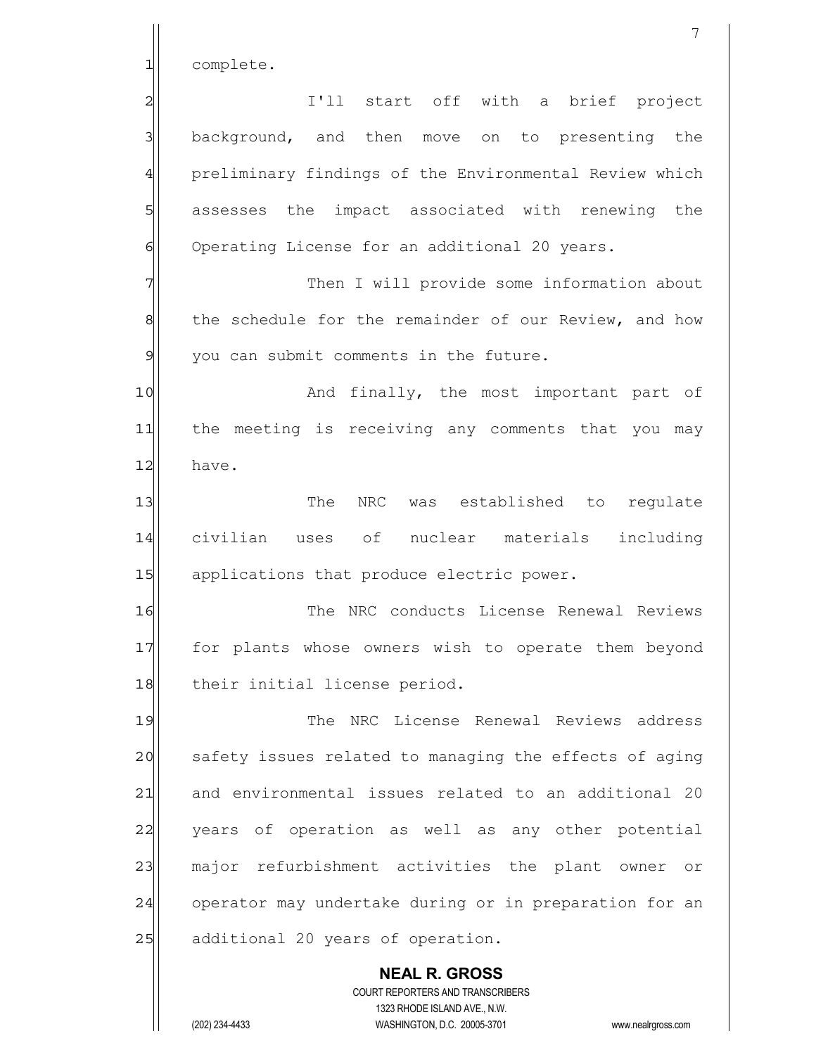complete.

I'll start off with a brief project background, and then move on to presenting the preliminary findings of the Environmental Review which assesses the impact associated with renewing the Operating License for an additional 20 years.

Then I will provide some information about the schedule for the remainder of our Review, and how you can submit comments in the future.

And finally, the most important part of the meeting is receiving any comments that you may have.

The NRC was established to regulate civilian uses of nuclear materials including applications that produce electric power.

The NRC conducts License Renewal Reviews for plants whose owners wish to operate them beyond their initial license period.

The NRC License Renewal Reviews address safety issues related to managing the effects of aging and environmental issues related to an additional 20 years of operation as well as any other potential major refurbishment activities the plant owner or operator may undertake during or in preparation for an additional 20 years of operation.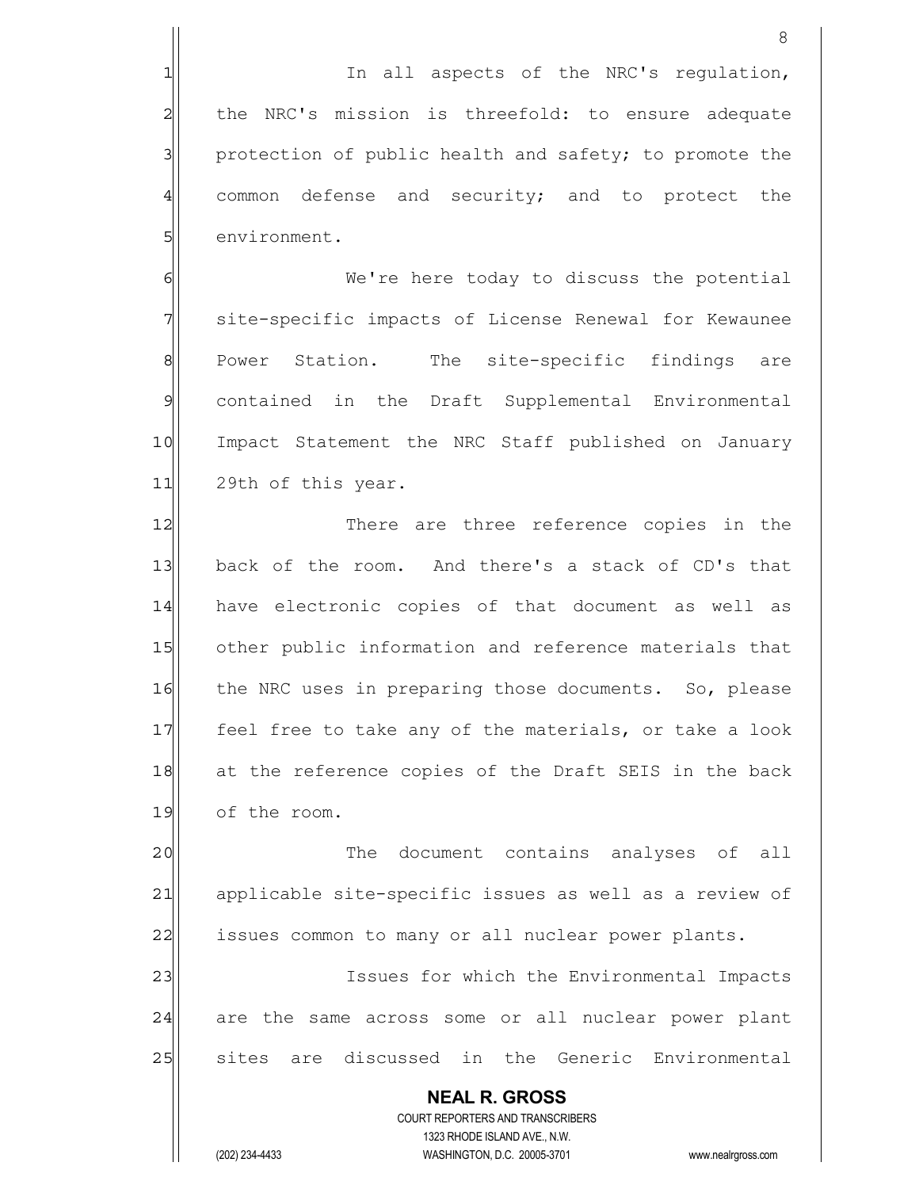In all aspects of the NRC's regulation, the NRC's mission is threefold: to ensure adequate protection of public health and safety; to promote the common defense and security; and to protect the environment.

We're here today to discuss the potential site-specific impacts of License Renewal for Kewaunee Power Station. The site-specific findings are contained in the Draft Supplemental Environmental Impact Statement the NRC Staff published on January 29th of this year.

There are three reference copies in the back of the room. And there's a stack of CD's that have electronic copies of that document as well as other public information and reference materials that the NRC uses in preparing those documents. So, please feel free to take any of the materials, or take a look at the reference copies of the Draft SEIS in the back of the room.

The document contains analyses of all applicable site-specific issues as well as a review of issues common to many or all nuclear power plants.

Issues for which the Environmental Impacts are the same across some or all nuclear power plant sites are discussed in the Generic Environmental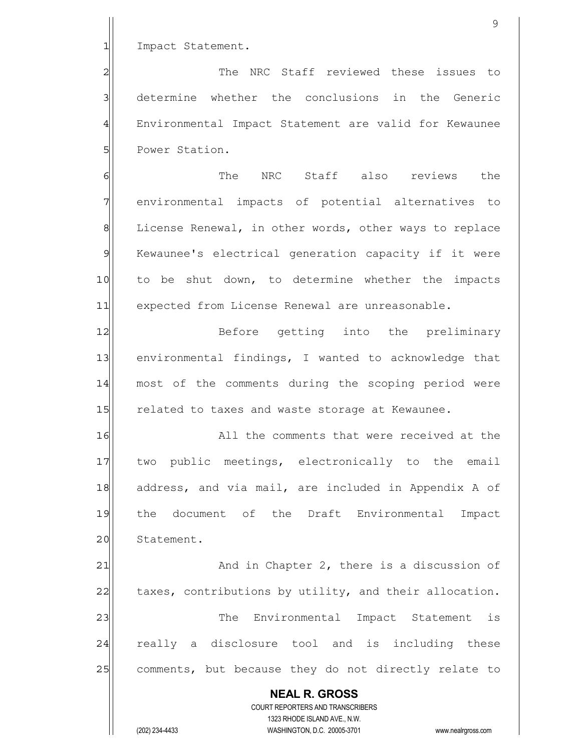Impact Statement.

The NRC Staff reviewed these issues to determine whether the conclusions in the Generic Environmental Impact Statement are valid for Kewaunee Power Station.

The NRC Staff also reviews the environmental impacts of potential alternatives to License Renewal, in other words, other ways to replace Kewaunee's electrical generation capacity if it were to be shut down, to determine whether the impacts expected from License Renewal are unreasonable.

Before getting into the preliminary environmental findings, I wanted to acknowledge that most of the comments during the scoping period were related to taxes and waste storage at Kewaunee.

All the comments that were received at the two public meetings, electronically to the email address, and via mail, are included in Appendix A of the document of the Draft Environmental Impact Statement.

And in Chapter 2, there is a discussion of taxes, contributions by utility, and their allocation.

The Environmental Impact Statement is really a disclosure tool and is including these comments, but because they do not directly relate to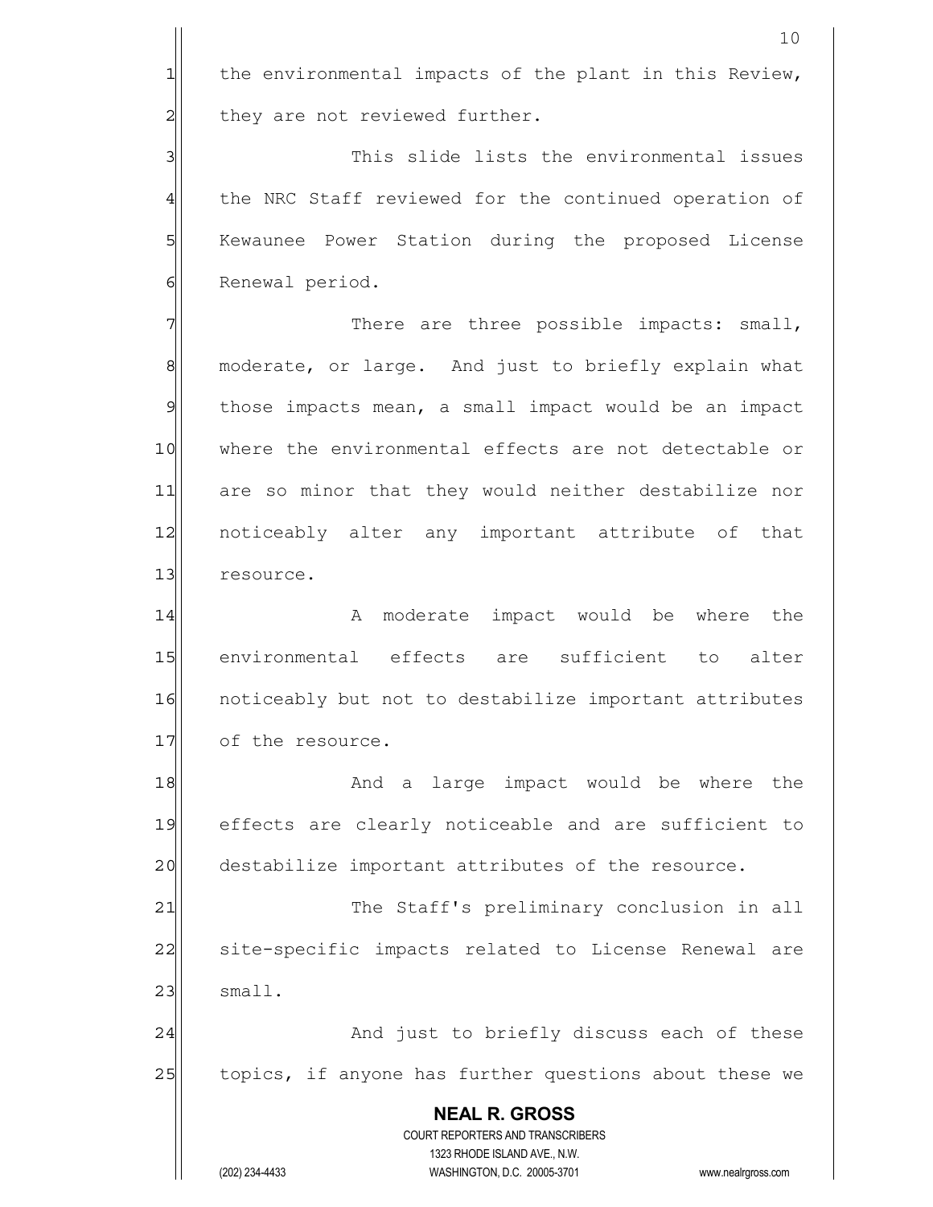the environmental impacts of the plant in this Review, they are not reviewed further.

This slide lists the environmental issues the NRC Staff reviewed for the continued operation of Kewaunee Power Station during the proposed License Renewal period.

There are three possible impacts: small, moderate, or large. And just to briefly explain what those impacts mean, a small impact would be an impact where the environmental effects are not detectable or are so minor that they would neither destabilize nor noticeably alter any important attribute of that resource.

A moderate impact would be where the environmental effects are sufficient to alter noticeably but not to destabilize important attributes of the resource.

And a large impact would be where the effects are clearly noticeable and are sufficient to destabilize important attributes of the resource.

The Staff's preliminary conclusion in all site-specific impacts related to License Renewal are small.

And just to briefly discuss each of these topics, if anyone has further questions about these we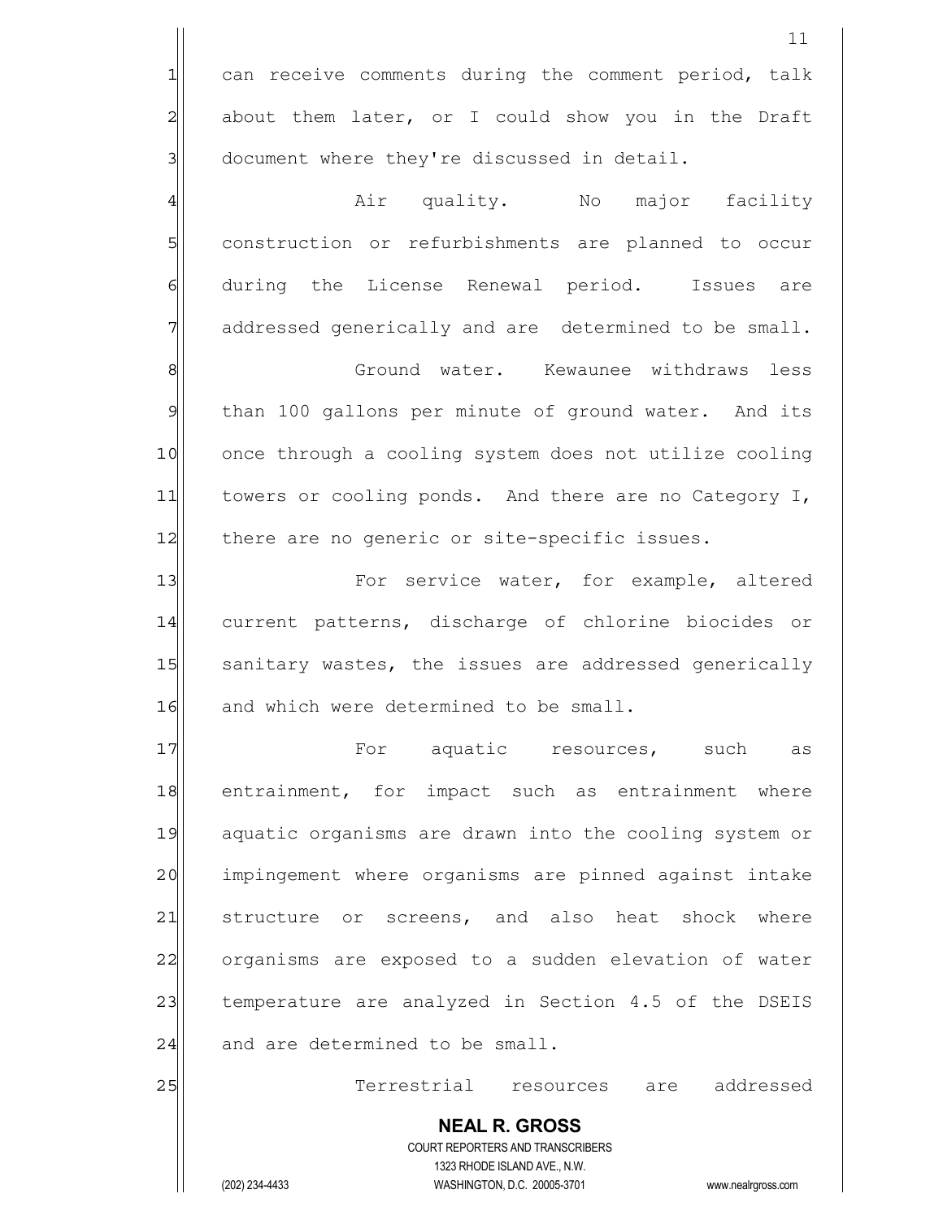can receive comments during the comment period, talk about them later, or I could show you in the Draft document where they're discussed in detail.

Air quality. No major facility construction or refurbishments are planned to occur during the License Renewal period. Issues are addressed generically and are determined to be small.

Ground water. Kewaunee withdraws less than 100 gallons per minute of ground water. And its once through a cooling system does not utilize cooling towers or cooling ponds. And there are no Category I, there are no generic or site-specific issues.

For service water, for example, altered current patterns, discharge of chlorine biocides or sanitary wastes, the issues are addressed generically and which were determined to be small.

For aquatic resources, such as entrainment, for impact such as entrainment where aquatic organisms are drawn into the cooling system or impingement where organisms are pinned against intake structure or screens, and also heat shock where organisms are exposed to a sudden elevation of water temperature are analyzed in Section 4.5 of the DSEIS and are determined to be small.

Terrestrial resources are addressed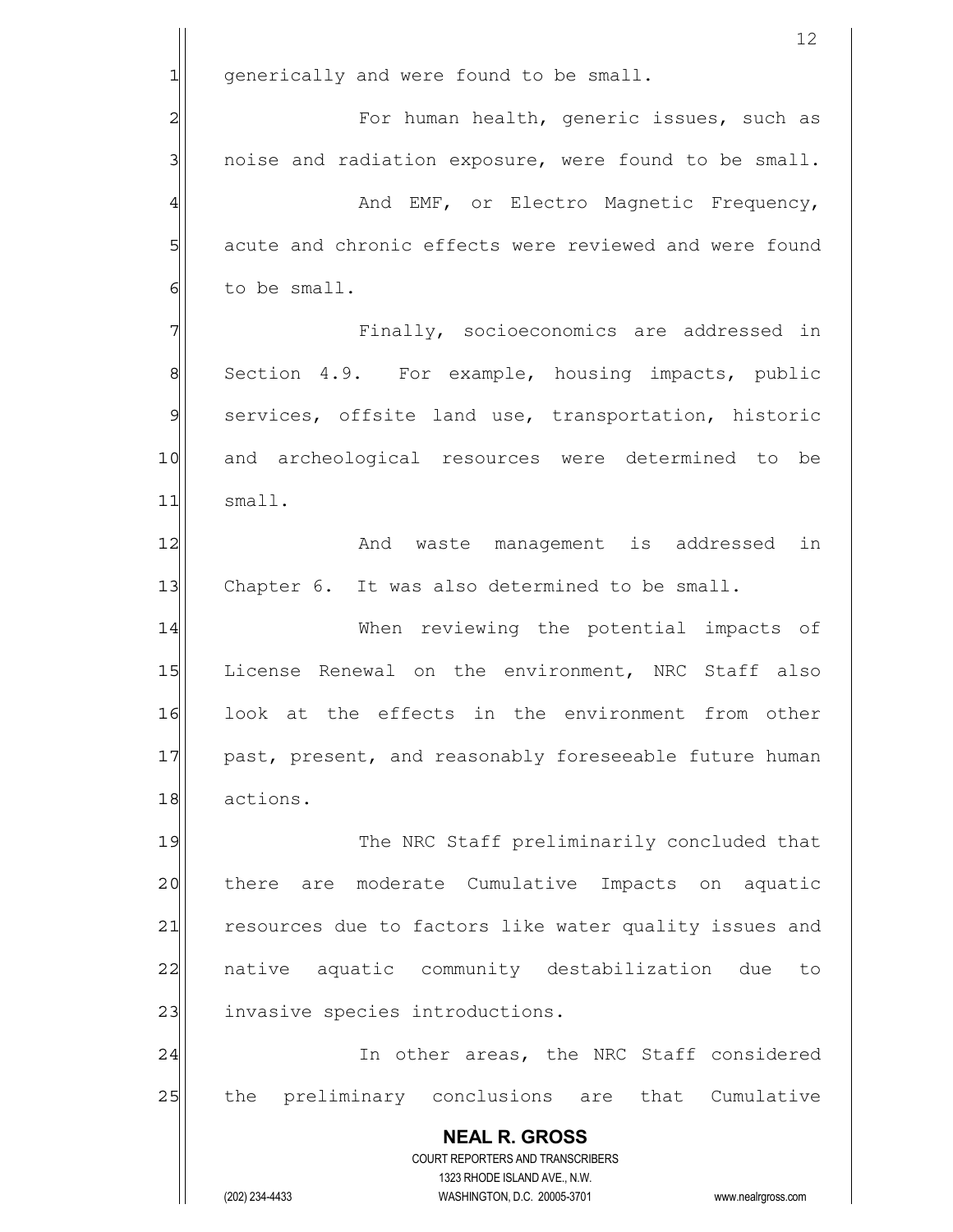generically and were found to be small.

For human health, generic issues, such as noise and radiation exposure, were found to be small.

And EMF, or Electro Magnetic Frequency, acute and chronic effects were reviewed and were found to be small.

Finally, socioeconomics are addressed in Section 4.9. For example, housing impacts, public services, offsite land use, transportation, historic and archeological resources were determined to be small.

And waste management is addressed in Chapter 6. It was also determined to be small.

When reviewing the potential impacts of License Renewal on the environment, NRC Staff also look at the effects in the environment from other past, present, and reasonably foreseeable future human actions.

The NRC Staff preliminarily concluded that there are moderate Cumulative Impacts on aquatic resources due to factors like water quality issues and native aquatic community destabilization due to invasive species introductions.

In other areas, the NRC Staff considered the preliminary conclusions are that Cumulative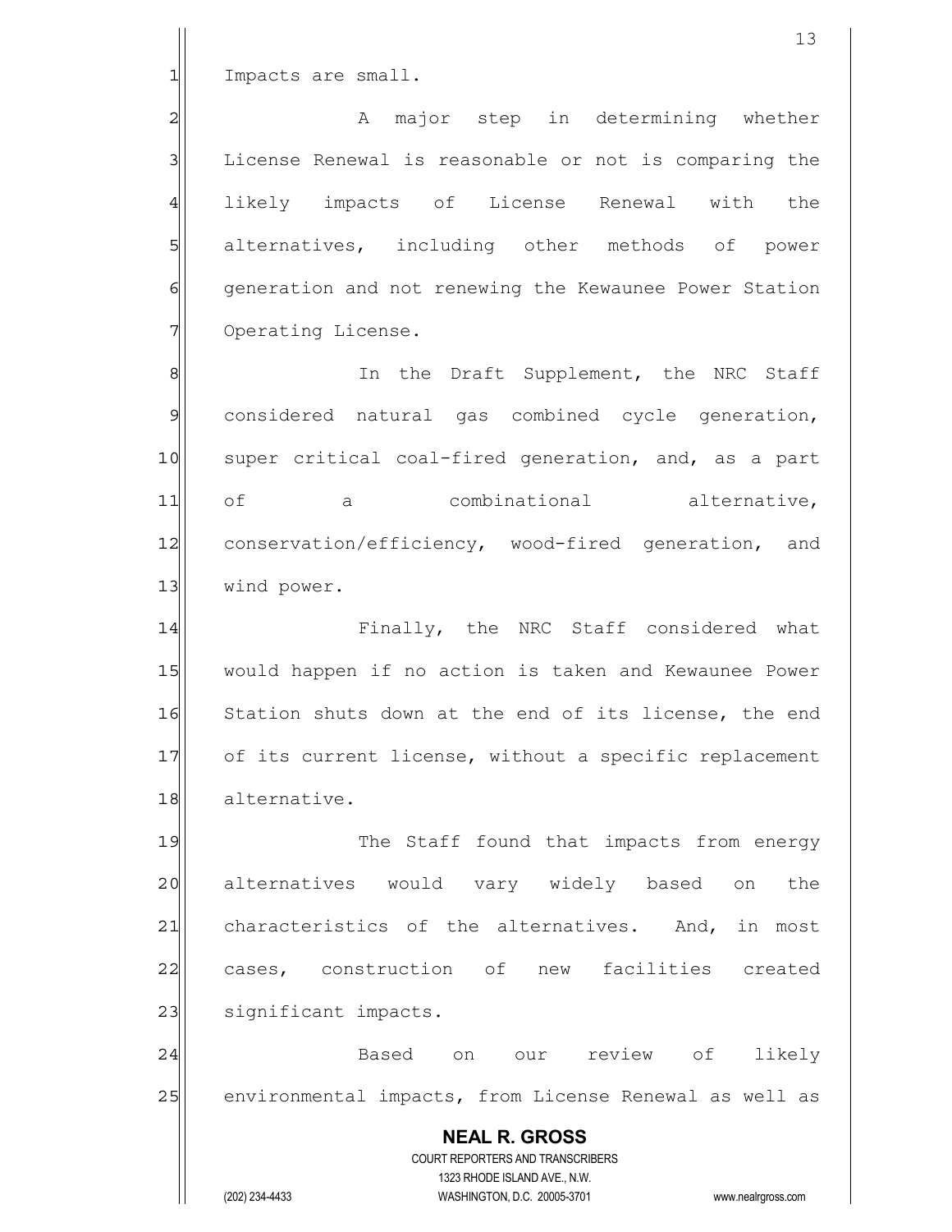Impacts are small.

A major step in determining whether License Renewal is reasonable or not is comparing the likely impacts of License Renewal with the alternatives, including other methods of power generation and not renewing the Kewaunee Power Station Operating License.

In the Draft Supplement, the NRC Staff considered natural gas combined cycle generation, super critical coal-fired generation, and, as a part of a combinational alternative, conservation/efficiency, wood-fired generation, and wind power.

Finally, the NRC Staff considered what would happen if no action is taken and Kewaunee Power Station shuts down at the end of its license, the end of its current license, without a specific replacement alternative.

The Staff found that impacts from energy alternatives would vary widely based on the characteristics of the alternatives. And, in most cases, construction of new facilities created significant impacts.

Based on our review of likely environmental impacts, from License Renewal as well as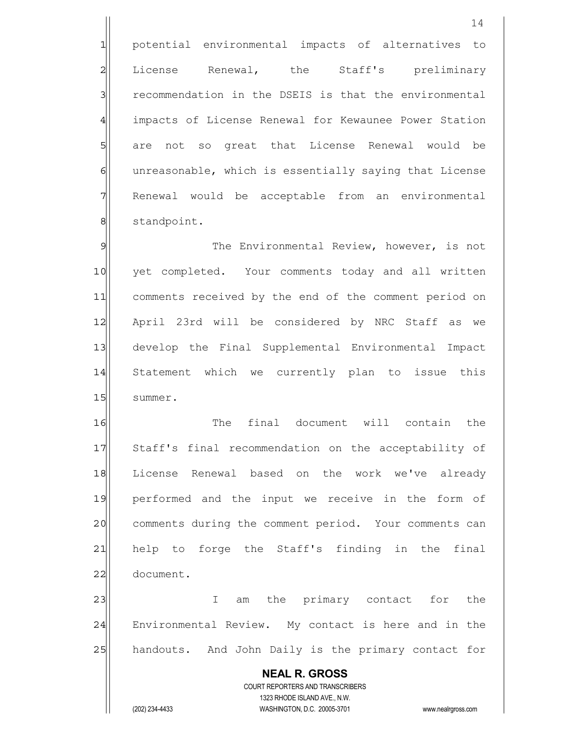potential environmental impacts of alternatives to License Renewal, the Staff's preliminary recommendation in the DSEIS is that the environmental impacts of License Renewal for Kewaunee Power Station are not so great that License Renewal would be unreasonable, which is essentially saying that License Renewal would be acceptable from an environmental standpoint.

The Environmental Review, however, is not yet completed. Your comments today and all written comments received by the end of the comment period on April 23rd will be considered by NRC Staff as we develop the Final Supplemental Environmental Impact Statement which we currently plan to issue this summer.

The final document will contain the Staff's final recommendation on the acceptability of License Renewal based on the work we've already performed and the input we receive in the form of comments during the comment period. Your comments can help to forge the Staff's finding in the final document.

I am the primary contact for the Environmental Review. My contact is here and in the handouts. And John Daily is the primary contact for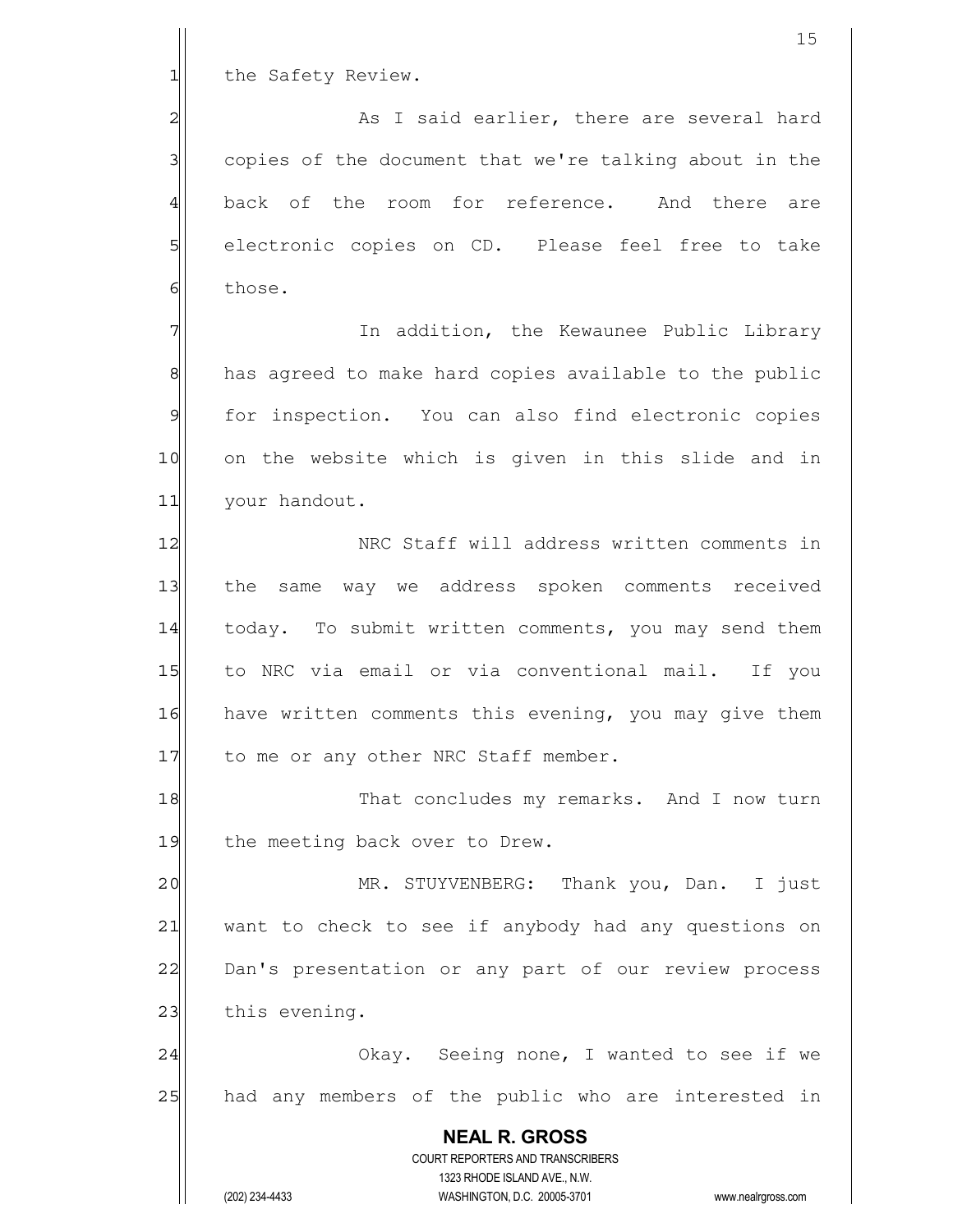the Safety Review.

As I said earlier, there are several hard copies of the document that we're talking about in the back of the room for reference. And there are electronic copies on CD. Please feel free to take those.

In addition, the Kewaunee Public Library has agreed to make hard copies available to the public for inspection. You can also find electronic copies on the website which is given in this slide and in your handout.

NRC Staff will address written comments in the same way we address spoken comments received today. To submit written comments, you may send them to NRC via email or via conventional mail. If you have written comments this evening, you may give them to me or any other NRC Staff member.

That concludes my remarks. And I now turn the meeting back over to Drew.

MR. STUYVENBERG: Thank you, Dan. I just want to check to see if anybody had any questions on Dan's presentation or any part of our review process this evening.

Okay. Seeing none, I wanted to see if we had any members of the public who are interested in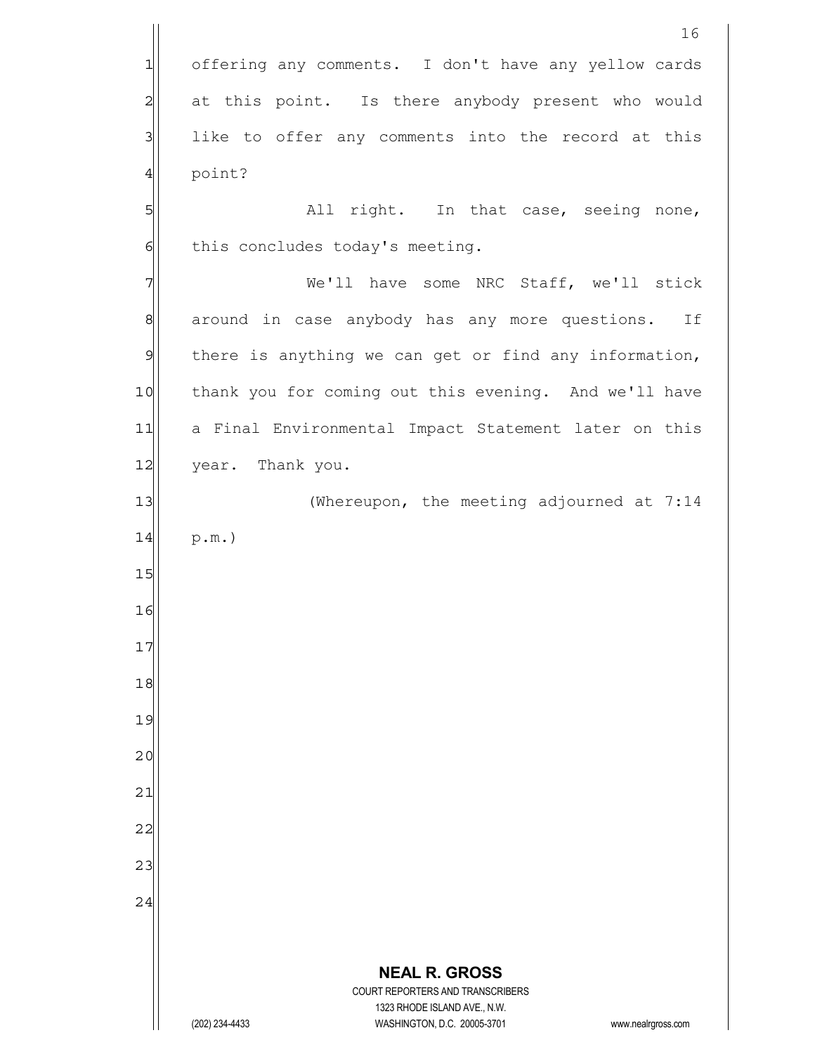offering any comments. I don't have any yellow cards at this point. Is there anybody present who would like to offer any comments into the record at this point?

All right. In that case, seeing none, this concludes today's meeting.

We'll have some NRC Staff, we'll stick around in case anybody has any more questions. If there is anything we can get or find any information, thank you for coming out this evening. And we'll have a Final Environmental Impact Statement later on this year. Thank you.

(Whereupon, the meeting adjourned at 7:14 p.m.)